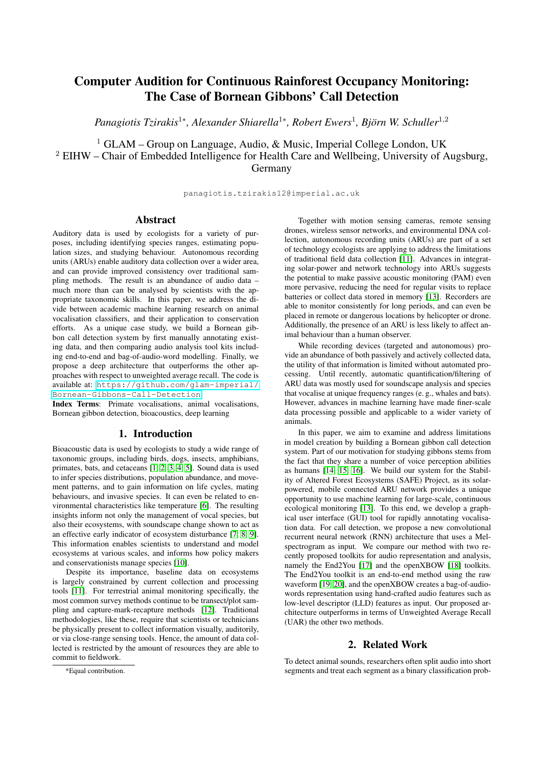# Computer Audition for Continuous Rainforest Occupancy Monitoring: The Case of Bornean Gibbons' Call Detection

*Panagiotis Tzirakis*[1*], *Alexander Shiarella*[1*], *Robert Ewers*[1], *Björn W. Schuller*[1,2]

[1] GLAM – Group on Language, Audio, & Music, Imperial College London, UK
[2] EIHW – Chair of Embedded Intelligence for Health Care and Wellbeing, University of Augsburg, Germany

panagiotis.tzirakis12@imperial.ac.uk

## Abstract

Auditory data is used by ecologists for a variety of purposes, including identifying species ranges, estimating population sizes, and studying behaviour. Autonomous recording units (ARUs) enable auditory data collection over a wider area, and can provide improved consistency over traditional sampling methods. The result is an abundance of audio data – much more than can be analysed by scientists with the appropriate taxonomic skills. In this paper, we address the divide between academic machine learning research on animal vocalisation classifiers, and their application to conservation efforts. As a unique case study, we build a Bornean gibbon call detection system by first manually annotating existing data, and then comparing audio analysis tool kits including end-to-end and bag-of-audio-word modelling. Finally, we propose a deep architecture that outperforms the other approaches with respect to unweighted average recall. The code is available at: https://github.com/glam-imperial/Bornean-Gibbons-Call-Detection

**Index Terms**: Primate vocalisations, animal vocalisations, Bornean gibbon detection, bioacoustics, deep learning

## 1. Introduction

Bioacoustic data is used by ecologists to study a wide range of taxonomic groups, including birds, dogs, insects, amphibians, primates, bats, and cetaceans [1, 2, 3, 4, 5]. Sound data is used to infer species distributions, population abundance, and movement patterns, and to gain information on life cycles, mating behaviours, and invasive species. It can even be related to environmental characteristics like temperature [6]. The resulting insights inform not only the management of vocal species, but also their ecosystems, with soundscape change shown to act as an effective early indicator of ecosystem disturbance [7, 8, 9]. This information enables scientists to understand and model ecosystems at various scales, and informs how policy makers and conservationists manage species [10].

Despite its importance, baseline data on ecosystems is largely constrained by current collection and processing tools [11]. For terrestrial animal monitoring specifically, the most common survey methods continue to be transect/plot sampling and capture-mark-recapture methods [12]. Traditional methodologies, like these, require that scientists or technicians be physically present to collect information visually, auditorily, or via close-range sensing tools. Hence, the amount of data collected is restricted by the amount of resources they are able to commit to fieldwork.

Together with motion sensing cameras, remote sensing drones, wireless sensor networks, and environmental DNA collection, autonomous recording units (ARUs) are part of a set of technology ecologists are applying to address the limitations of traditional field data collection [11]. Advances in integrating solar-power and network technology into ARUs suggests the potential to make passive acoustic monitoring (PAM) even more pervasive, reducing the need for regular visits to replace batteries or collect data stored in memory [13]. Recorders are able to monitor consistently for long periods, and can even be placed in remote or dangerous locations by helicopter or drone. Additionally, the presence of an ARU is less likely to affect animal behaviour than a human observer.

While recording devices (targeted and autonomous) provide an abundance of both passively and actively collected data, the utility of that information is limited without automated processing. Until recently, automatic quantification/filtering of ARU data was mostly used for soundscape analysis and species that vocalise at unique frequency ranges (e. g., whales and bats). However, advances in machine learning have made finer-scale data processing possible and applicable to a wider variety of animals.

In this paper, we aim to examine and address limitations in model creation by building a Bornean gibbon call detection system. Part of our motivation for studying gibbons stems from the fact that they share a number of voice perception abilities as humans [14, 15, 16]. We build our system for the Stability of Altered Forest Ecosystems (SAFE) Project, as its solar-powered, mobile connected ARU network provides a unique opportunity to use machine learning for large-scale, continuous ecological monitoring [13]. To this end, we develop a graphical user interface (GUI) tool for rapidly annotating vocalisation data. For call detection, we propose a new convolutional recurrent neural network (RNN) architecture that uses a Mel-spectrogram as input. We compare our method with two recently proposed toolkits for audio representation and analysis, namely the End2You [17] and the openXBOW [18] toolkits. The End2You toolkit is an end-to-end method using the raw waveform [19, 20], and the openXBOW creates a bag-of-audio-words representation using hand-crafted audio features such as low-level descriptor (LLD) features as input. Our proposed architecture outperforms in terms of Unweighted Average Recall (UAR) the other two methods.

## 2. Related Work

To detect animal sounds, researchers often split audio into short segments and treat each segment as a binary classification prob-

*Equal contribution.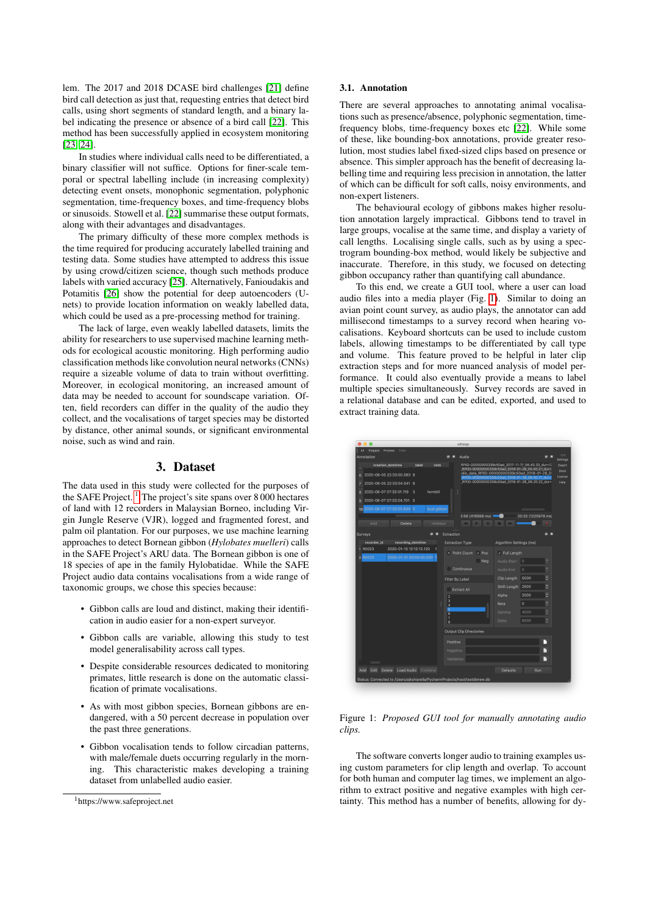lem. The 2017 and 2018 DCASE bird challenges [21] define bird call detection as just that, requesting entries that detect bird calls, using short segments of standard length, and a binary label indicating the presence or absence of a bird call [22]. This method has been successfully applied in ecosystem monitoring [23] [24].

In studies where individual calls need to be differentiated, a binary classifier will not suffice. Options for finer-scale temporal or spectral labelling include (in increasing complexity) detecting event onsets, monophonic segmentation, polyphonic segmentation, time-frequency boxes, and time-frequency blobs or sinusoids. Stowell et al. [22] summarise these output formats, along with their advantages and disadvantages.

The primary difficulty of these more complex methods is the time required for producing accurately labelled training and testing data. Some studies have attempted to address this issue by using crowd/citizen science, though such methods produce labels with varied accuracy [25]. Alternatively, Fanioudakis and Potamitis [26] show the potential for deep autoencoders (U-nets) to provide location information on weakly labelled data, which could be used as a pre-processing method for training.

The lack of large, even weakly labelled datasets, limits the ability for researchers to use supervised machine learning methods for ecological acoustic monitoring. High performing audio classification methods like convolution neural networks (CNNs) require a sizeable volume of data to train without overfitting. Moreover, in ecological monitoring, an increased amount of data may be needed to account for soundscape variation. Often, field recorders can differ in the quality of the audio they collect, and the vocalisations of target species may be distorted by distance, other animal sounds, or significant environmental noise, such as wind and rain.

# 3. Dataset

The data used in this study were collected for the purposes of the SAFE Project.[1] The project's site spans over 8 000 hectares of land with 12 recorders in Malaysian Borneo, including Virgin Jungle Reserve (VJR), logged and fragmented forest, and palm oil plantation. For our purposes, we use machine learning approaches to detect Bornean gibbon (*Hylobates muelleri*) calls in the SAFE Project's ARU data. The Bornean gibbon is one of 18 species of ape in the family Hylobatidae. While the SAFE Project audio data contains vocalisations from a wide range of taxonomic groups, we chose this species because:

- Gibbon calls are loud and distinct, making their identification in audio easier for a non-expert surveyor.
- Gibbon calls are variable, allowing this study to test model generalisability across call types.
- Despite considerable resources dedicated to monitoring primates, little research is done on the automatic classification of primate vocalisations.
- As with most gibbon species, Bornean gibbons are endangered, with a 50 percent decrease in population over the past three generations.
- Gibbon vocalisation tends to follow circadian patterns, with male/female duets occurring regularly in the morning. This characteristic makes developing a training dataset from unlabelled audio easier.

[1]https://www.safeproject.net

## 3.1. Annotation

There are several approaches to annotating animal vocalisations such as presence/absence, polyphonic segmentation, time-frequency blobs, time-frequency boxes etc [22]. While some of these, like bounding-box annotations, provide greater resolution, most studies label fixed-sized clips based on presence or absence. This simpler approach has the benefit of decreasing labelling time and requiring less precision in annotation, the latter of which can be difficult for soft calls, noisy environments, and non-expert listeners.

The behavioural ecology of gibbons makes higher resolution annotation largely impractical. Gibbons tend to travel in large groups, vocalise at the same time, and display a variety of call lengths. Localising single calls, such as by using a spectrogram bounding-box method, would likely be subjective and inaccurate. Therefore, in this study, we focused on detecting gibbon occupancy rather than quantifying call abundance.

To this end, we create a GUI tool, where a user can load audio files into a media player (Fig. 1). Similar to doing an avian point count survey, as audio plays, the annotator can add millisecond timestamps to a survey record when hearing vocalisations. Keyboard shortcuts can be used to include custom labels, allowing timestamps to be differentiated by call type and volume. This feature proved to be helpful in later clip extraction steps and for more nuanced analysis of model performance. It could also eventually provide a means to label multiple species simultaneously. Survey records are saved in a relational database and can be edited, exported, and used to extract training data.

Figure 1: *Proposed GUI tool for manually annotating audio clips.*

The software converts longer audio to training examples using custom parameters for clip length and overlap. To account for both human and computer lag times, we implement an algorithm to extract positive and negative examples with high certainty. This method has a number of benefits, allowing for dy-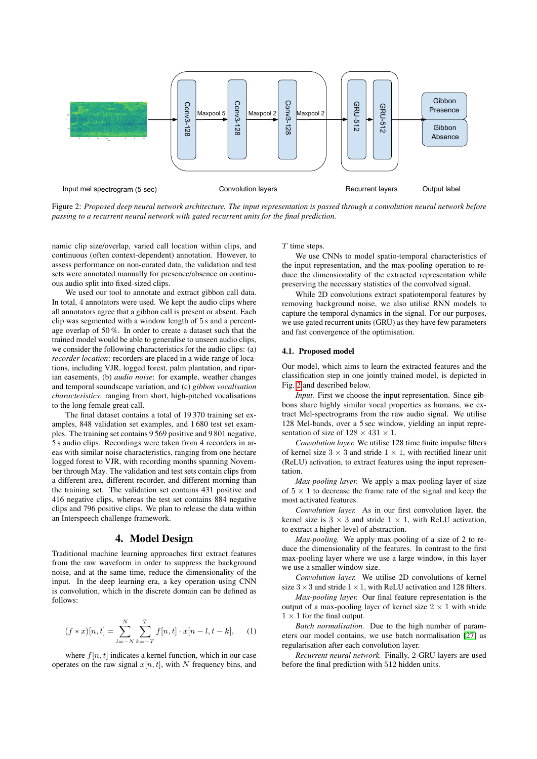Figure 2: *Proposed deep neural network architecture. The input representation is passed through a convolution neural network before passing to a recurrent neural network with gated recurrent units for the final prediction.*

namic clip size/overlap, varied call location within clips, and continuous (often context-dependent) annotation. However, to assess performance on non-curated data, the validation and test sets were annotated manually for presence/absence on continuous audio split into fixed-sized clips.

We used our tool to annotate and extract gibbon call data. In total, 4 annotators were used. We kept the audio clips where all annotators agree that a gibbon call is present or absent. Each clip was segmented with a window length of 5 s and a percentage overlap of 50 %. In order to create a dataset such that the trained model would be able to generalise to unseen audio clips, we consider the following characteristics for the audio clips: (a) *recorder location*: recorders are placed in a wide range of locations, including VJR, logged forest, palm plantation, and riparian easements, (b) *audio noise*: for example, weather changes and temporal soundscape variation, and (c) *gibbon vocalisation characteristics*: ranging from short, high-pitched vocalisations to the long female great call.

The final dataset contains a total of 19 370 training set examples, 848 validation set examples, and 1 680 test set examples. The training set contains 9 569 positive and 9 801 negative, 5 s audio clips. Recordings were taken from 4 recorders in areas with similar noise characteristics, ranging from one hectare logged forest to VJR, with recording months spanning November through May. The validation and test sets contain clips from a different area, different recorder, and different morning than the training set. The validation set contains 431 positive and 416 negative clips, whereas the test set contains 884 negative clips and 796 positive clips. We plan to release the data within an Interspeech challenge framework.

## 4. Model Design

Traditional machine learning approaches first extract features from the raw waveform in order to suppress the background noise, and at the same time, reduce the dimensionality of the input. In the deep learning era, a key operation using CNN is convolution, which in the discrete domain can be defined as follows:

$$(f * x)[n, t] = \sum_{l=-N}^{N} \sum_{k=-T}^{T} f[n, t] \cdot x[n - l, t - k], \qquad (1)$$

where $f[n, t]$ indicates a kernel function, which in our case operates on the raw signal $x[n, t]$, with $N$ frequency bins, and $T$ time steps.

We use CNNs to model spatio-temporal characteristics of the input representation, and the max-pooling operation to reduce the dimensionality of the extracted representation while preserving the necessary statistics of the convolved signal.

While 2D convolutions extract spatiotemporal features by removing background noise, we also utilise RNN models to capture the temporal dynamics in the signal. For our purposes, we use gated recurrent units (GRU) as they have few parameters and fast convergence of the optimisation.

### 4.1. Proposed model

Our model, which aims to learn the extracted features and the classification step in one jointly trained model, is depicted in Fig. 2 and described below.

*Input.* First we choose the input representation. Since gibbons share highly similar vocal properties as humans, we extract Mel-spectrograms from the raw audio signal. We utilise 128 Mel-bands, over a 5 sec window, yielding an input representation of size of $128 \times 431 \times 1$.

*Convolution layer.* We utilise 128 time finite impulse filters of kernel size $3 \times 3$ and stride $1 \times 1$, with rectified linear unit (ReLU) activation, to extract features using the input representation.

*Max-pooling layer.* We apply a max-pooling layer of size of $5 \times 1$ to decrease the frame rate of the signal and keep the most activated features.

*Convolution layer.* As in our first convolution layer, the kernel size is $3 \times 3$ and stride $1 \times 1$, with ReLU activation, to extract a higher-level of abstraction.

*Max-pooling.* We apply max-pooling of a size of 2 to reduce the dimensionality of the features. In contrast to the first max-pooling layer where we use a large window, in this layer we use a smaller window size.

*Convolution layer.* We utilise 2D convolutions of kernel size $3 \times 3$ and stride $1 \times 1$, with ReLU activation and 128 filters.

*Max-pooling layer.* Our final feature representation is the output of a max-pooling layer of kernel size $2 \times 1$ with stride $1 \times 1$ for the final output.

*Batch normalisation.* Due to the high number of parameters our model contains, we use batch normalisation [27] as regularisation after each convolution layer.

*Recurrent neural network.* Finally, 2-GRU layers are used before the final prediction with 512 hidden units.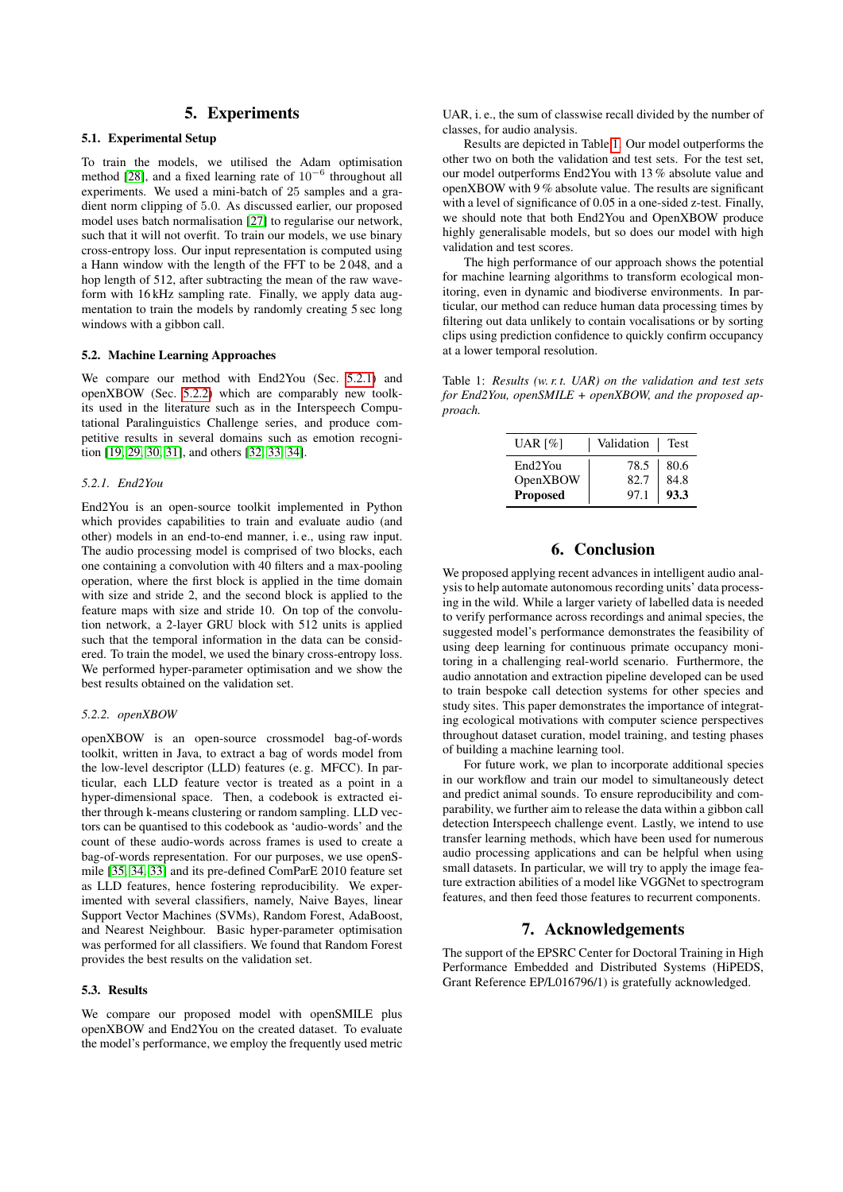## 5. Experiments

### 5.1. Experimental Setup

To train the models, we utilised the Adam optimisation method [28], and a fixed learning rate of $10^{-6}$ throughout all experiments. We used a mini-batch of 25 samples and a gradient norm clipping of 5.0. As discussed earlier, our proposed model uses batch normalisation [27] to regularise our network, such that it will not overfit. To train our models, we use binary cross-entropy loss. Our input representation is computed using a Hann window with the length of the FFT to be 2 048, and a hop length of 512, after subtracting the mean of the raw waveform with 16 kHz sampling rate. Finally, we apply data augmentation to train the models by randomly creating 5 sec long windows with a gibbon call.

### 5.2. Machine Learning Approaches

We compare our method with End2You (Sec. 5.2.1) and openXBOW (Sec. 5.2.2) which are comparably new toolkits used in the literature such as in the Interspeech Computational Paralinguistics Challenge series, and produce competitive results in several domains such as emotion recognition [19, 29, 30, 31], and others [32, 33, 34].

#### 5.2.1. End2You

End2You is an open-source toolkit implemented in Python which provides capabilities to train and evaluate audio (and other) models in an end-to-end manner, i. e., using raw input. The audio processing model is comprised of two blocks, each one containing a convolution with 40 filters and a max-pooling operation, where the first block is applied in the time domain with size and stride 2, and the second block is applied to the feature maps with size and stride 10. On top of the convolution network, a 2-layer GRU block with 512 units is applied such that the temporal information in the data can be considered. To train the model, we used the binary cross-entropy loss. We performed hyper-parameter optimisation and we show the best results obtained on the validation set.

#### 5.2.2. openXBOW

openXBOW is an open-source crossmodel bag-of-words toolkit, written in Java, to extract a bag of words model from the low-level descriptor (LLD) features (e. g. MFCC). In particular, each LLD feature vector is treated as a point in a hyper-dimensional space. Then, a codebook is extracted either through k-means clustering or random sampling. LLD vectors can be quantised to this codebook as 'audio-words' and the count of these audio-words across frames is used to create a bag-of-words representation. For our purposes, we use openSmile [35, 34, 33] and its pre-defined ComParE 2010 feature set as LLD features, hence fostering reproducibility. We experimented with several classifiers, namely, Naive Bayes, linear Support Vector Machines (SVMs), Random Forest, AdaBoost, and Nearest Neighbour. Basic hyper-parameter optimisation was performed for all classifiers. We found that Random Forest provides the best results on the validation set.

### 5.3. Results

We compare our proposed model with openSMILE plus openXBOW and End2You on the created dataset. To evaluate the model's performance, we employ the frequently used metric UAR, i. e., the sum of classwise recall divided by the number of classes, for audio analysis.

Results are depicted in Table 1. Our model outperforms the other two on both the validation and test sets. For the test set, our model outperforms End2You with 13 % absolute value and openXBOW with 9 % absolute value. The results are significant with a level of significance of 0.05 in a one-sided z-test. Finally, we should note that both End2You and OpenXBOW produce highly generalisable models, but so does our model with high validation and test scores.

The high performance of our approach shows the potential for machine learning algorithms to transform ecological monitoring, even in dynamic and biodiverse environments. In particular, our method can reduce human data processing times by filtering out data unlikely to contain vocalisations or by sorting clips using prediction confidence to quickly confirm occupancy at a lower temporal resolution.

Table 1: *Results (w. r. t. UAR) on the validation and test sets for End2You, openSMILE + openXBOW, and the proposed approach.*

| UAR [%] | Validation | Test |
|---|---|---|
| End2You | 78.5 | 80.6 |
| OpenXBOW | 82.7 | 84.8 |
| **Proposed** | 97.1 | **93.3** |

## 6. Conclusion

We proposed applying recent advances in intelligent audio analysis to help automate autonomous recording units' data processing in the wild. While a larger variety of labelled data is needed to verify performance across recordings and animal species, the suggested model's performance demonstrates the feasibility of using deep learning for continuous primate occupancy monitoring in a challenging real-world scenario. Furthermore, the audio annotation and extraction pipeline developed can be used to train bespoke call detection systems for other species and study sites. This paper demonstrates the importance of integrating ecological motivations with computer science perspectives throughout dataset curation, model training, and testing phases of building a machine learning tool.

For future work, we plan to incorporate additional species in our workflow and train our model to simultaneously detect and predict animal sounds. To ensure reproducibility and comparability, we further aim to release the data within a gibbon call detection Interspeech challenge event. Lastly, we intend to use transfer learning methods, which have been used for numerous audio processing applications and can be helpful when using small datasets. In particular, we will try to apply the image feature extraction abilities of a model like VGGNet to spectrogram features, and then feed those features to recurrent components.

## 7. Acknowledgements

The support of the EPSRC Center for Doctoral Training in High Performance Embedded and Distributed Systems (HiPEDS, Grant Reference EP/L016796/1) is gratefully acknowledged.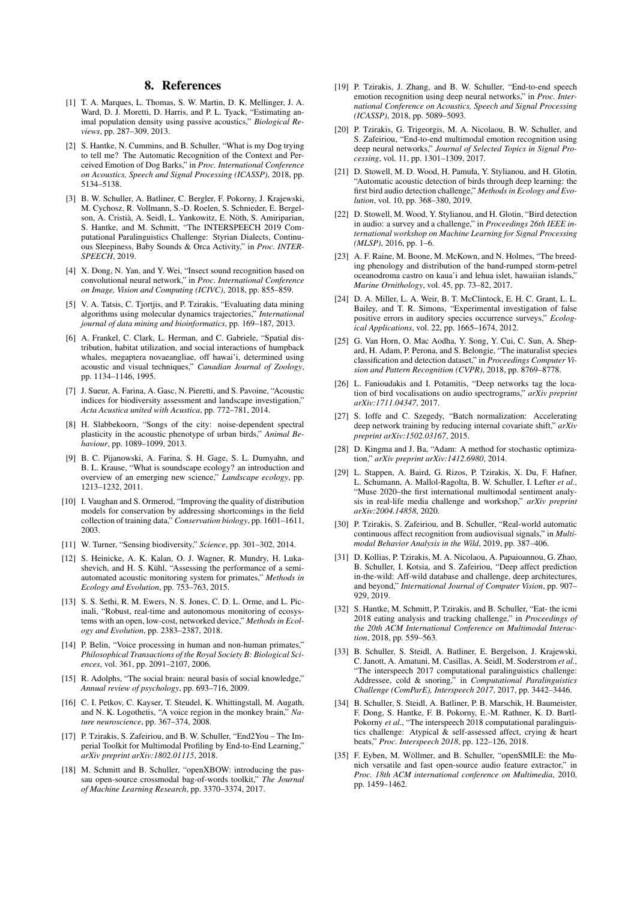## 8. References

[1] T. A. Marques, L. Thomas, S. W. Martin, D. K. Mellinger, J. A. Ward, D. J. Moretti, D. Harris, and P. L. Tyack, "Estimating animal population density using passive acoustics," *Biological Reviews*, pp. 287–309, 2013.

[2] S. Hantke, N. Cummins, and B. Schuller, "What is my Dog trying to tell me? The Automatic Recognition of the Context and Perceived Emotion of Dog Barks," in *Proc. International Conference on Acoustics, Speech and Signal Processing (ICASSP)*, 2018, pp. 5134–5138.

[3] B. W. Schuller, A. Batliner, C. Bergler, F. Pokorny, J. Krajewski, M. Cychosz, R. Vollmann, S.-D. Roelen, S. Schnieder, E. Bergelson, A. Cristià, A. Seidl, L. Yankowitz, E. Nöth, S. Amiriparian, S. Hantke, and M. Schmitt, "The INTERSPEECH 2019 Computational Paralinguistics Challenge: Styrian Dialects, Continuous Sleepiness, Baby Sounds & Orca Activity," in *Proc. INTERSPEECH*, 2019.

[4] X. Dong, N. Yan, and Y. Wei, "Insect sound recognition based on convolutional neural network," in *Proc. International Conference on Image, Vision and Computing (ICIVC)*, 2018, pp. 855–859.

[5] V. A. Tatsis, C. Tjortjis, and P. Tzirakis, "Evaluating data mining algorithms using molecular dynamics trajectories," *International journal of data mining and bioinformatics*, pp. 169–187, 2013.

[6] A. Frankel, C. Clark, L. Herman, and C. Gabriele, "Spatial distribution, habitat utilization, and social interactions of humpback whales, megaptera novaeangliae, off hawai'i, determined using acoustic and visual techniques," *Canadian Journal of Zoology*, pp. 1134–1146, 1995.

[7] J. Sueur, A. Farina, A. Gasc, N. Pieretti, and S. Pavoine, "Acoustic indices for biodiversity assessment and landscape investigation," *Acta Acustica united with Acustica*, pp. 772–781, 2014.

[8] H. Slabbekoorn, "Songs of the city: noise-dependent spectral plasticity in the acoustic phenotype of urban birds," *Animal Behaviour*, pp. 1089–1099, 2013.

[9] B. C. Pijanowski, A. Farina, S. H. Gage, S. L. Dumyahn, and B. L. Krause, "What is soundscape ecology? an introduction and overview of an emerging new science," *Landscape ecology*, pp. 1213–1232, 2011.

[10] I. Vaughan and S. Ormerod, "Improving the quality of distribution models for conservation by addressing shortcomings in the field collection of training data," *Conservation biology*, pp. 1601–1611, 2003.

[11] W. Turner, "Sensing biodiversity," *Science*, pp. 301–302, 2014.

[12] S. Heinicke, A. K. Kalan, O. J. Wagner, R. Mundry, H. Lukashevich, and H. S. Kühl, "Assessing the performance of a semi-automated acoustic monitoring system for primates," *Methods in Ecology and Evolution*, pp. 753–763, 2015.

[13] S. S. Sethi, R. M. Ewers, N. S. Jones, C. D. L. Orme, and L. Picinali, "Robust, real-time and autonomous monitoring of ecosystems with an open, low-cost, networked device," *Methods in Ecology and Evolution*, pp. 2383–2387, 2018.

[14] P. Belin, "Voice processing in human and non-human primates," *Philosophical Transactions of the Royal Society B: Biological Sciences*, vol. 361, pp. 2091–2107, 2006.

[15] R. Adolphs, "The social brain: neural basis of social knowledge," *Annual review of psychology*, pp. 693–716, 2009.

[16] C. I. Petkov, C. Kayser, T. Steudel, K. Whittingstall, M. Augath, and N. K. Logothetis, "A voice region in the monkey brain," *Nature neuroscience*, pp. 367–374, 2008.

[17] P. Tzirakis, S. Zafeiriou, and B. W. Schuller, "End2You – The Imperial Toolkit for Multimodal Profiling by End-to-End Learning," *arXiv preprint arXiv:1802.01115*, 2018.

[18] M. Schmitt and B. Schuller, "openXBOW: introducing the passau open-source crossmodal bag-of-words toolkit," *The Journal of Machine Learning Research*, pp. 3370–3374, 2017.

[19] P. Tzirakis, J. Zhang, and B. W. Schuller, "End-to-end speech emotion recognition using deep neural networks," in *Proc. International Conference on Acoustics, Speech and Signal Processing (ICASSP)*, 2018, pp. 5089–5093.

[20] P. Tzirakis, G. Trigeorgis, M. A. Nicolaou, B. W. Schuller, and S. Zafeiriou, "End-to-end multimodal emotion recognition using deep neural networks," *Journal of Selected Topics in Signal Processing*, vol. 11, pp. 1301–1309, 2017.

[21] D. Stowell, M. D. Wood, H. Pamuła, Y. Stylianou, and H. Glotin, "Automatic acoustic detection of birds through deep learning: the first bird audio detection challenge," *Methods in Ecology and Evolution*, vol. 10, pp. 368–380, 2019.

[22] D. Stowell, M. Wood, Y. Stylianou, and H. Glotin, "Bird detection in audio: a survey and a challenge," in *Proceedings 26th IEEE international workshop on Machine Learning for Signal Processing (MLSP)*, 2016, pp. 1–6.

[23] A. F. Raine, M. Boone, M. McKown, and N. Holmes, "The breeding phenology and distribution of the band-rumped storm-petrel oceanodroma castro on kaua'i and lehua islet, hawaiian islands," *Marine Ornithology*, vol. 45, pp. 73–82, 2017.

[24] D. A. Miller, L. A. Weir, B. T. McClintock, E. H. C. Grant, L. L. Bailey, and T. R. Simons, "Experimental investigation of false positive errors in auditory species occurrence surveys," *Ecological Applications*, vol. 22, pp. 1665–1674, 2012.

[25] G. Van Horn, O. Mac Aodha, Y. Song, Y. Cui, C. Sun, A. Shepard, H. Adam, P. Perona, and S. Belongie, "The inaturalist species classification and detection dataset," in *Proceedings Computer Vision and Pattern Recognition (CVPR)*, 2018, pp. 8769–8778.

[26] L. Fanioudakis and I. Potamitis, "Deep networks tag the location of bird vocalisations on audio spectrograms," *arXiv preprint arXiv:1711.04347*, 2017.

[27] S. Ioffe and C. Szegedy, "Batch normalization: Accelerating deep network training by reducing internal covariate shift," *arXiv preprint arXiv:1502.03167*, 2015.

[28] D. Kingma and J. Ba, "Adam: A method for stochastic optimization," *arXiv preprint arXiv:1412.6980*, 2014.

[29] L. Stappen, A. Baird, G. Rizos, P. Tzirakis, X. Du, F. Hafner, L. Schumann, A. Mallol-Ragolta, B. W. Schuller, I. Lefter *et al.*, "Muse 2020–the first international multimodal sentiment analysis in real-life media challenge and workshop," *arXiv preprint arXiv:2004.14858*, 2020.

[30] P. Tzirakis, S. Zafeiriou, and B. Schuller, "Real-world automatic continuous affect recognition from audiovisual signals," in *Multimodal Behavior Analysis in the Wild*, 2019, pp. 387–406.

[31] D. Kollias, P. Tzirakis, M. A. Nicolaou, A. Papaioannou, G. Zhao, B. Schuller, I. Kotsia, and S. Zafeiriou, "Deep affect prediction in-the-wild: Aff-wild database and challenge, deep architectures, and beyond," *International Journal of Computer Vision*, pp. 907–929, 2019.

[32] S. Hantke, M. Schmitt, P. Tzirakis, and B. Schuller, "Eat- the icmi 2018 eating analysis and tracking challenge," in *Proceedings of the 20th ACM International Conference on Multimodal Interaction*, 2018, pp. 559–563.

[33] B. Schuller, S. Steidl, A. Batliner, E. Bergelson, J. Krajewski, C. Janott, A. Amatuni, M. Casillas, A. Seidl, M. Soderstrom *et al.*, "The interspeech 2017 computational paralinguistics challenge: Addressee, cold & snoring," in *Computational Paralinguistics Challenge (ComParE), Interspeech 2017*, 2017, pp. 3442–3446.

[34] B. Schuller, S. Steidl, A. Batliner, P. B. Marschik, H. Baumeister, F. Dong, S. Hantke, F. B. Pokorny, E.-M. Rathner, K. D. Bartl-Pokorny *et al.*, "The interspeech 2018 computational paralinguistics challenge: Atypical & self-assessed affect, crying & heart beats," *Proc. Interspeech 2018*, pp. 122–126, 2018.

[35] F. Eyben, M. Wöllmer, and B. Schuller, "openSMILE: the Munich versatile and fast open-source audio feature extractor," in *Proc. 18th ACM international conference on Multimedia*, 2010, pp. 1459–1462.